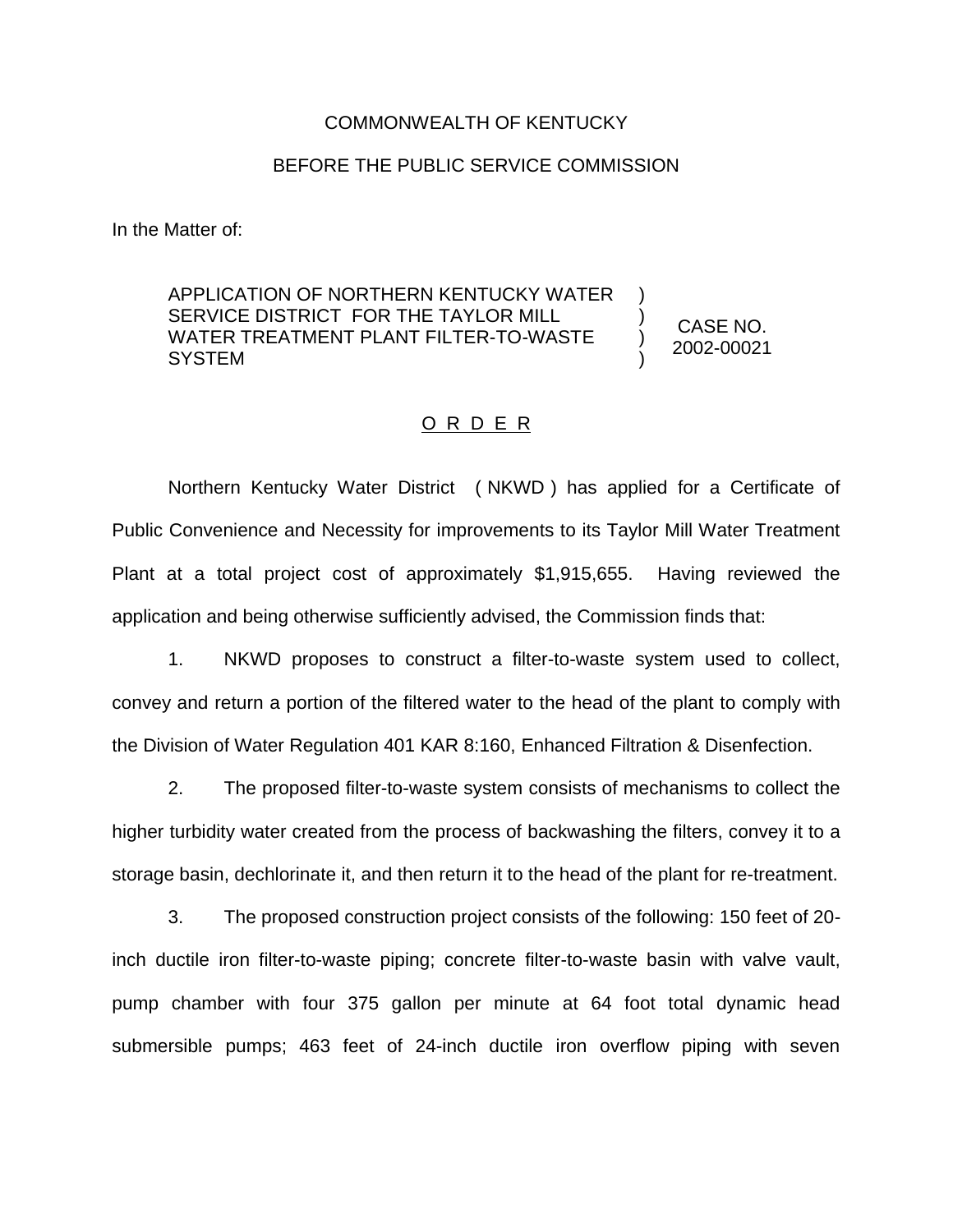COMMONWEALTH OF KENTUCKY

BEFORE THE PUBLIC SERVICE COMMISSION

In the Matter of:

| | | |
|---|---|---|
| APPLICATION OF NORTHERN KENTUCKY WATER SERVICE DISTRICT FOR THE TAYLOR MILL WATER TREATMENT PLANT FILTER-TO-WASTE SYSTEM | ) ) ) ) | CASE NO. 2002-00021 |

O R D E R

Northern Kentucky Water District ( NKWD ) has applied for a Certificate of Public Convenience and Necessity for improvements to its Taylor Mill Water Treatment Plant at a total project cost of approximately $1,915,655. Having reviewed the application and being otherwise sufficiently advised, the Commission finds that:

1. NKWD proposes to construct a filter-to-waste system used to collect, convey and return a portion of the filtered water to the head of the plant to comply with the Division of Water Regulation 401 KAR 8:160, Enhanced Filtration & Disenfection.

2. The proposed filter-to-waste system consists of mechanisms to collect the higher turbidity water created from the process of backwashing the filters, convey it to a storage basin, dechlorinate it, and then return it to the head of the plant for re-treatment.

3. The proposed construction project consists of the following: 150 feet of 20-inch ductile iron filter-to-waste piping; concrete filter-to-waste basin with valve vault, pump chamber with four 375 gallon per minute at 64 foot total dynamic head submersible pumps; 463 feet of 24-inch ductile iron overflow piping with seven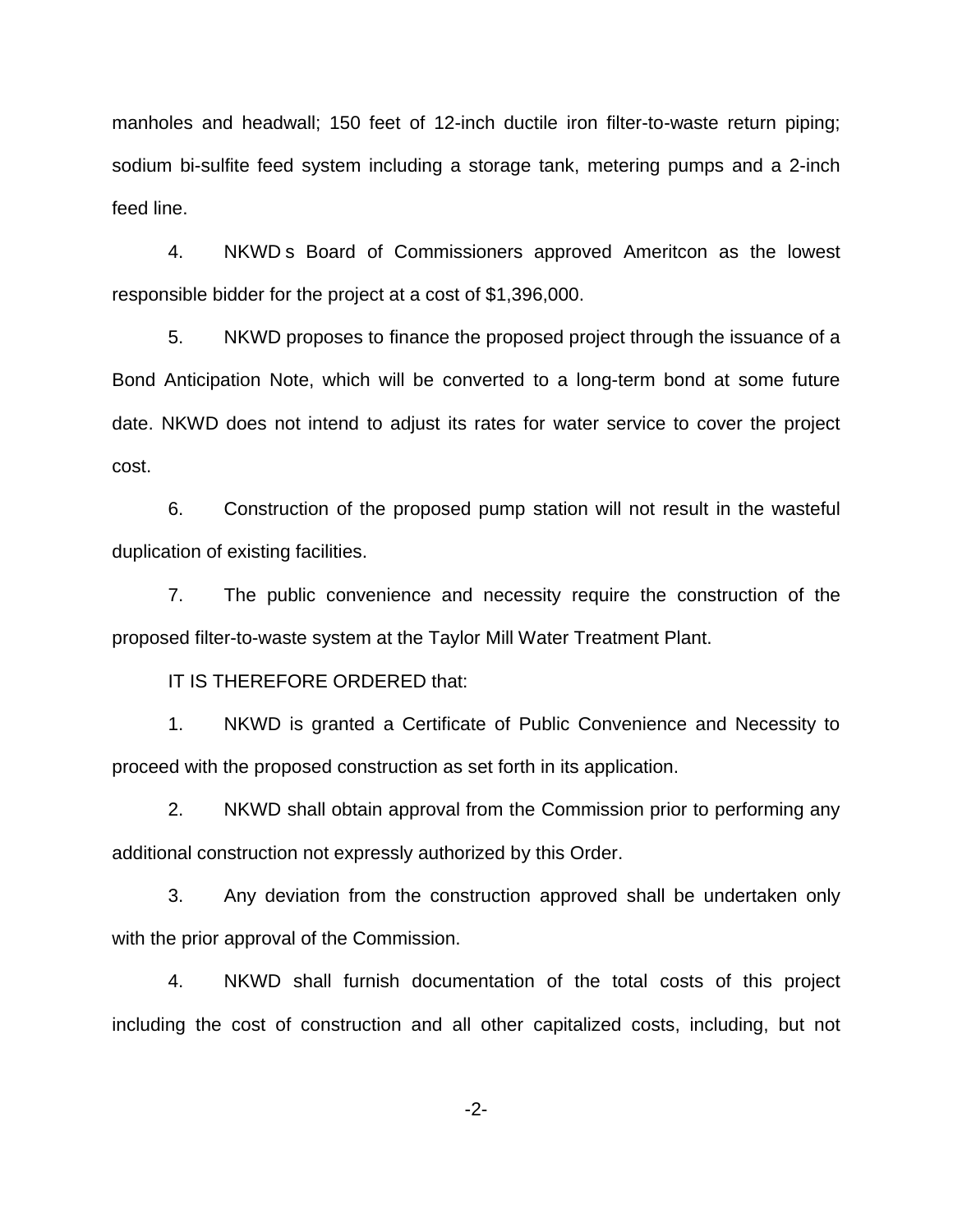manholes and headwall; 150 feet of 12-inch ductile iron filter-to-waste return piping; sodium bi-sulfite feed system including a storage tank, metering pumps and a 2-inch feed line.

4. NKWD s Board of Commissioners approved Ameritcon as the lowest responsible bidder for the project at a cost of $1,396,000.

5. NKWD proposes to finance the proposed project through the issuance of a Bond Anticipation Note, which will be converted to a long-term bond at some future date. NKWD does not intend to adjust its rates for water service to cover the project cost.

6. Construction of the proposed pump station will not result in the wasteful duplication of existing facilities.

7. The public convenience and necessity require the construction of the proposed filter-to-waste system at the Taylor Mill Water Treatment Plant.

IT IS THEREFORE ORDERED that:

1. NKWD is granted a Certificate of Public Convenience and Necessity to proceed with the proposed construction as set forth in its application.

2. NKWD shall obtain approval from the Commission prior to performing any additional construction not expressly authorized by this Order.

3. Any deviation from the construction approved shall be undertaken only with the prior approval of the Commission.

4. NKWD shall furnish documentation of the total costs of this project including the cost of construction and all other capitalized costs, including, but not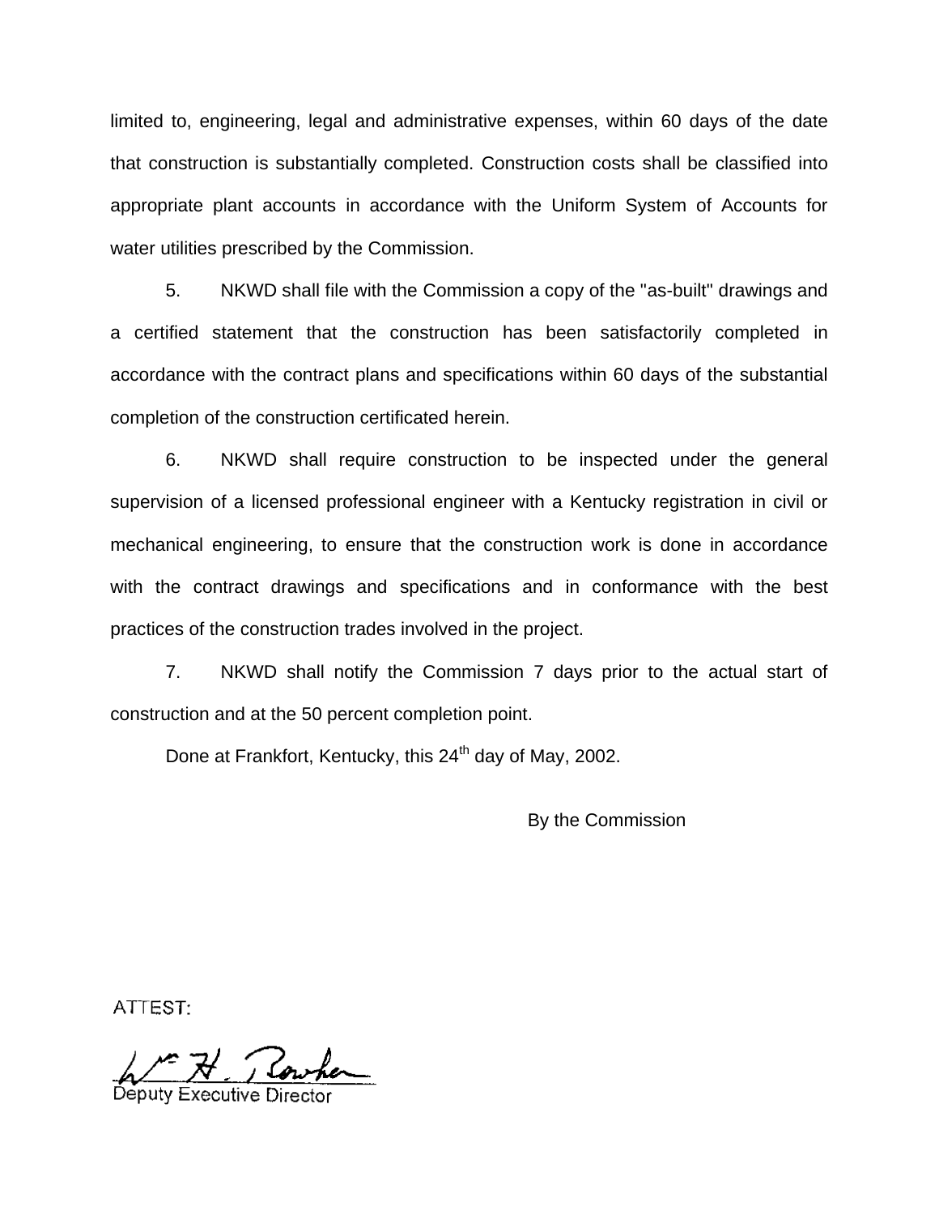limited to, engineering, legal and administrative expenses, within 60 days of the date that construction is substantially completed. Construction costs shall be classified into appropriate plant accounts in accordance with the Uniform System of Accounts for water utilities prescribed by the Commission.

5. NKWD shall file with the Commission a copy of the "as-built" drawings and a certified statement that the construction has been satisfactorily completed in accordance with the contract plans and specifications within 60 days of the substantial completion of the construction certificated herein.

6. NKWD shall require construction to be inspected under the general supervision of a licensed professional engineer with a Kentucky registration in civil or mechanical engineering, to ensure that the construction work is done in accordance with the contract drawings and specifications and in conformance with the best practices of the construction trades involved in the project.

7. NKWD shall notify the Commission 7 days prior to the actual start of construction and at the 50 percent completion point.

Done at Frankfort, Kentucky, this 24th day of May, 2002.

By the Commission

ATTEST:

Deputy Executive Director